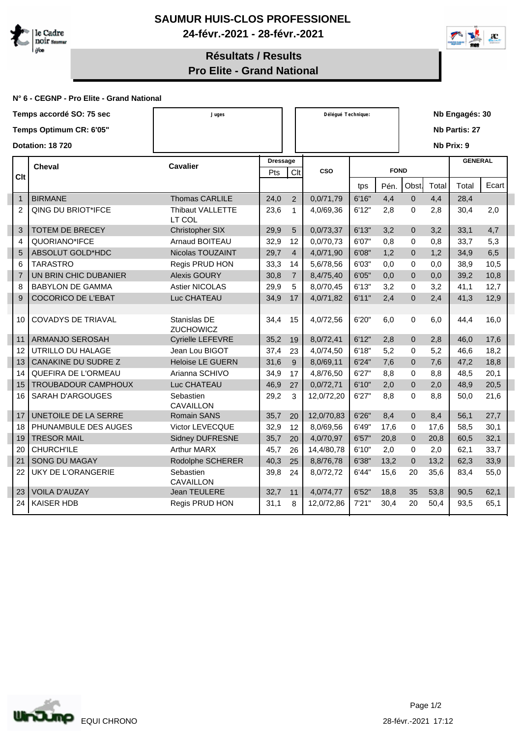# SAUMUR HUIS-CLOS PROFESSIONEL

**24-févr.-2021 - 28-févr.-2021**

## Résultats / Results
## Pro Elite - Grand National

**N° 6 - CEGNP - Pro Elite - Grand National**

**Temps accordé SO: 75 sec**

**Temps Optimum CR: 6'05"**

**Dotation: 18 720**

Juges

Délégué Technique:

**Nb Engagés: 30**

**Nb Partis: 27**

**Nb Prix: 9**

| Clt | Cheval | Cavalier | Dressage | | CSO | FOND | | | | GENERAL | |
|---|---|---|---|---|---|---|---|---|---|---|---|
| | | | Pts | Clt | | tps | Pén. | Obst. | Total | Total | Ecart |
| 1 | BIRMANE | Thomas CARLILE | 24,0 | 2 | 0,0/71,79 | 6'16" | 4,4 | 0 | 4,4 | 28,4 | |
| 2 | QING DU BRIOT*IFCE | Thibaut VALLETTE LT COL | 23,6 | 1 | 4,0/69,36 | 6'12" | 2,8 | 0 | 2,8 | 30,4 | 2,0 |
| 3 | TOTEM DE BRECEY | Christopher SIX | 29,9 | 5 | 0,0/73,37 | 6'13" | 3,2 | 0 | 3,2 | 33,1 | 4,7 |
| 4 | QUORIANO*IFCE | Arnaud BOITEAU | 32,9 | 12 | 0,0/70,73 | 6'07" | 0,8 | 0 | 0,8 | 33,7 | 5,3 |
| 5 | ABSOLUT GOLD*HDC | Nicolas TOUZAINT | 29,7 | 4 | 4,0/71,90 | 6'08" | 1,2 | 0 | 1,2 | 34,9 | 6,5 |
| 6 | TARASTRO | Regis PRUD HON | 33,3 | 14 | 5,6/78,56 | 6'03" | 0,0 | 0 | 0,0 | 38,9 | 10,5 |
| 7 | UN BRIN CHIC DUBANIER | Alexis GOURY | 30,8 | 7 | 8,4/75,40 | 6'05" | 0,0 | 0 | 0,0 | 39,2 | 10,8 |
| 8 | BABYLON DE GAMMA | Astier NICOLAS | 29,9 | 5 | 8,0/70,45 | 6'13" | 3,2 | 0 | 3,2 | 41,1 | 12,7 |
| 9 | COCORICO DE L'EBAT | Luc CHATEAU | 34,9 | 17 | 4,0/71,82 | 6'11" | 2,4 | 0 | 2,4 | 41,3 | 12,9 |
| | | | | | | | | | | | |
| 10 | COVADYS DE TRIAVAL | Stanislas DE ZUCHOWICZ | 34,4 | 15 | 4,0/72,56 | 6'20" | 6,0 | 0 | 6,0 | 44,4 | 16,0 |
| 11 | ARMANJO SEROSAH | Cyrielle LEFEVRE | 35,2 | 19 | 8,0/72,41 | 6'12" | 2,8 | 0 | 2,8 | 46,0 | 17,6 |
| 12 | UTRILLO DU HALAGE | Jean Lou BIGOT | 37,4 | 23 | 4,0/74,50 | 6'18" | 5,2 | 0 | 5,2 | 46,6 | 18,2 |
| 13 | CANAKINE DU SUDRE Z | Heloise LE GUERN | 31,6 | 9 | 8,0/69,11 | 6'24" | 7,6 | 0 | 7,6 | 47,2 | 18,8 |
| 14 | QUEFIRA DE L'ORMEAU | Arianna SCHIVO | 34,9 | 17 | 4,8/76,50 | 6'27" | 8,8 | 0 | 8,8 | 48,5 | 20,1 |
| 15 | TROUBADOUR CAMPHOUX | Luc CHATEAU | 46,9 | 27 | 0,0/72,71 | 6'10" | 2,0 | 0 | 2,0 | 48,9 | 20,5 |
| 16 | SARAH D'ARGOUGES | Sebastien CAVAILLON | 29,2 | 3 | 12,0/72,20 | 6'27" | 8,8 | 0 | 8,8 | 50,0 | 21,6 |
| 17 | UNETOILE DE LA SERRE | Romain SANS | 35,7 | 20 | 12,0/70,83 | 6'26" | 8,4 | 0 | 8,4 | 56,1 | 27,7 |
| 18 | PHUNAMBULE DES AUGES | Victor LEVECQUE | 32,9 | 12 | 8,0/69,56 | 6'49" | 17,6 | 0 | 17,6 | 58,5 | 30,1 |
| 19 | TRESOR MAIL | Sidney DUFRESNE | 35,7 | 20 | 4,0/70,97 | 6'57" | 20,8 | 0 | 20,8 | 60,5 | 32,1 |
| 20 | CHURCH'ILE | Arthur MARX | 45,7 | 26 | 14,4/80,78 | 6'10" | 2,0 | 0 | 2,0 | 62,1 | 33,7 |
| 21 | SONG DU MAGAY | Rodolphe SCHERER | 40,3 | 25 | 8,8/76,78 | 6'38" | 13,2 | 0 | 13,2 | 62,3 | 33,9 |
| 22 | UKY DE L'ORANGERIE | Sebastien CAVAILLON | 39,8 | 24 | 8,0/72,72 | 6'44" | 15,6 | 20 | 35,6 | 83,4 | 55,0 |
| 23 | VOILA D'AUZAY | Jean TEULERE | 32,7 | 11 | 4,0/74,77 | 6'52" | 18,8 | 35 | 53,8 | 90,5 | 62,1 |
| 24 | KAISER HDB | Regis PRUD HON | 31,1 | 8 | 12,0/72,86 | 7'21" | 30,4 | 20 | 50,4 | 93,5 | 65,1 |

EQUI CHRONO

28-févr.-2021 17:12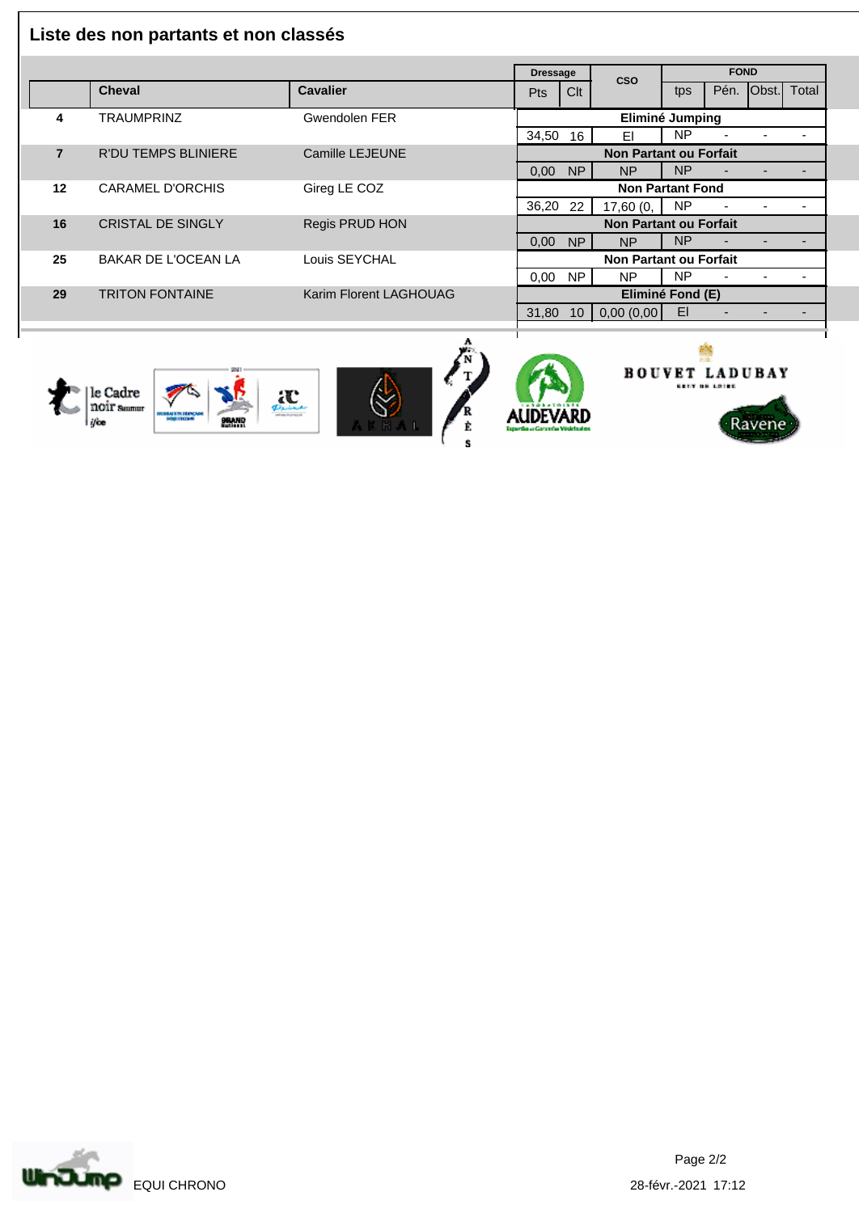## Liste des non partants et non classés

| | Cheval | Cavalier | Dressage | | CSO | FOND | | | |
|---|---|---|---|---|---|---|---|---|---|
| | | | Pts | Clt | | tps | Pén. | Obst. | Total |
| 4 | TRAUMPRINZ | Gwendolen FER | Eliminé Jumping | | | | | | |
| | | | 34,50 | 16 | El | NP | - | - | - |
| 7 | R'DU TEMPS BLINIERE | Camille LEJEUNE | Non Partant ou Forfait | | | | | | |
| | | | 0,00 | NP | NP | NP | - | - | - |
| 12 | CARAMEL D'ORCHIS | Gireg LE COZ | Non Partant Fond | | | | | | |
| | | | 36,20 | 22 | 17,60 (0, | NP | - | - | - |
| 16 | CRISTAL DE SINGLY | Regis PRUD HON | Non Partant ou Forfait | | | | | | |
| | | | 0,00 | NP | NP | NP | - | - | - |
| 25 | BAKAR DE L'OCEAN LA | Louis SEYCHAL | Non Partant ou Forfait | | | | | | |
| | | | 0,00 | NP | NP | NP | - | - | - |
| 29 | TRITON FONTAINE | Karim Florent LAGHOUAG | Eliminé Fond (E) | | | | | | |
| | | | 31,80 | 10 | 0,00 (0,00 | El | - | - | - |

EQUI CHRONO

28-févr.-2021 17:12